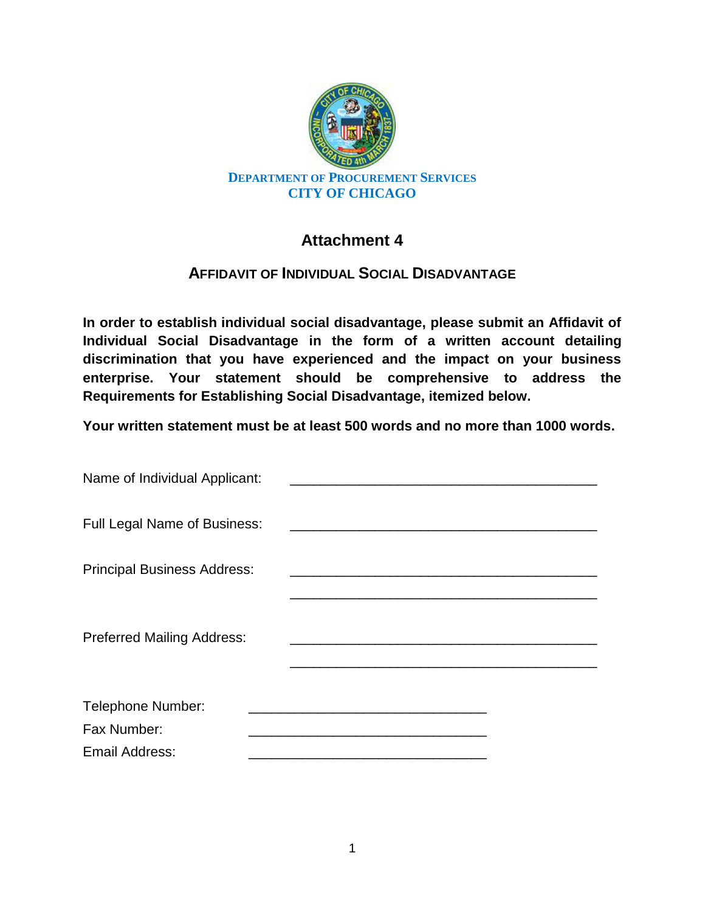DEPARTMENT OF PROCUREMENT SERVICES
CITY OF CHICAGO

# Attachment 4

## AFFIDAVIT OF INDIVIDUAL SOCIAL DISADVANTAGE

**In order to establish individual social disadvantage, please submit an Affidavit of Individual Social Disadvantage in the form of a written account detailing discrimination that you have experienced and the impact on your business enterprise. Your statement should be comprehensive to address the Requirements for Establishing Social Disadvantage, itemized below.**

**Your written statement must be at least 500 words and no more than 1000 words.**

Name of Individual Applicant: ________________________________________

Full Legal Name of Business: ________________________________________

Principal Business Address: ________________________________________

________________________________________

Preferred Mailing Address: ________________________________________

________________________________________

Telephone Number: ______________________________

Fax Number: ______________________________

Email Address: ______________________________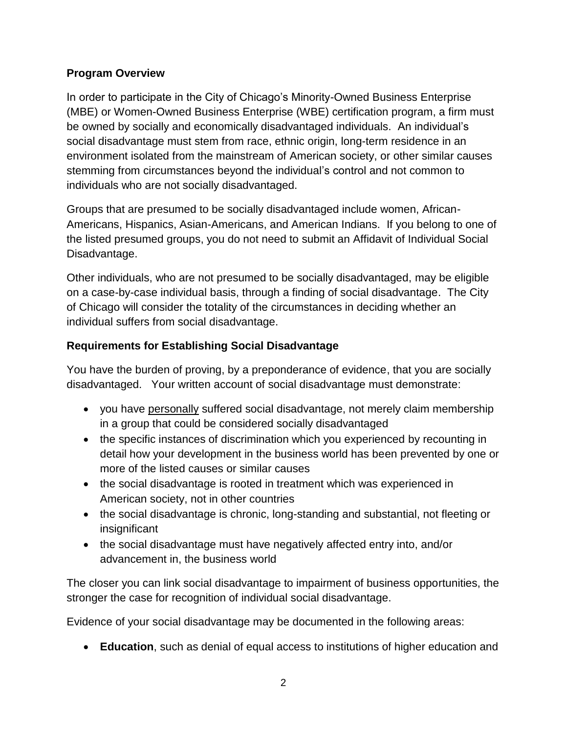**Program Overview**

In order to participate in the City of Chicago's Minority-Owned Business Enterprise (MBE) or Women-Owned Business Enterprise (WBE) certification program, a firm must be owned by socially and economically disadvantaged individuals. An individual's social disadvantage must stem from race, ethnic origin, long-term residence in an environment isolated from the mainstream of American society, or other similar causes stemming from circumstances beyond the individual's control and not common to individuals who are not socially disadvantaged.

Groups that are presumed to be socially disadvantaged include women, African-Americans, Hispanics, Asian-Americans, and American Indians. If you belong to one of the listed presumed groups, you do not need to submit an Affidavit of Individual Social Disadvantage.

Other individuals, who are not presumed to be socially disadvantaged, may be eligible on a case-by-case individual basis, through a finding of social disadvantage. The City of Chicago will consider the totality of the circumstances in deciding whether an individual suffers from social disadvantage.

**Requirements for Establishing Social Disadvantage**

You have the burden of proving, by a preponderance of evidence, that you are socially disadvantaged. Your written account of social disadvantage must demonstrate:

- you have <u>personally</u> suffered social disadvantage, not merely claim membership in a group that could be considered socially disadvantaged
- the specific instances of discrimination which you experienced by recounting in detail how your development in the business world has been prevented by one or more of the listed causes or similar causes
- the social disadvantage is rooted in treatment which was experienced in American society, not in other countries
- the social disadvantage is chronic, long-standing and substantial, not fleeting or insignificant
- the social disadvantage must have negatively affected entry into, and/or advancement in, the business world

The closer you can link social disadvantage to impairment of business opportunities, the stronger the case for recognition of individual social disadvantage.

Evidence of your social disadvantage may be documented in the following areas:

- **Education**, such as denial of equal access to institutions of higher education and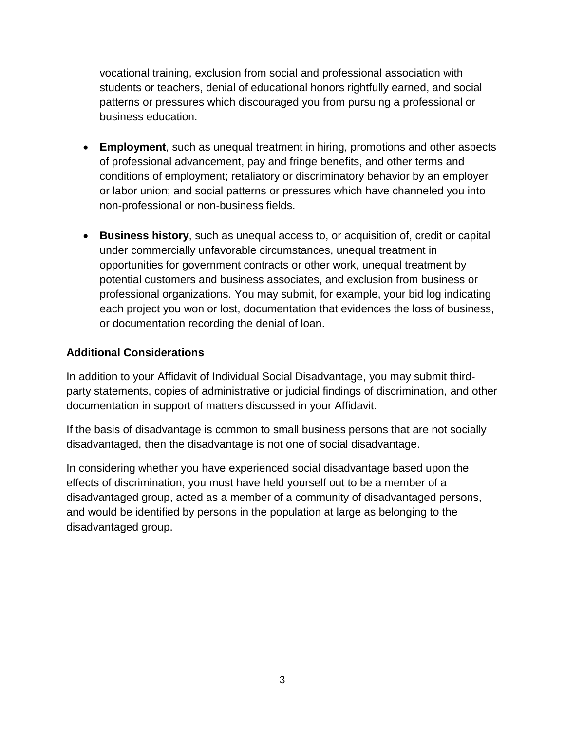vocational training, exclusion from social and professional association with students or teachers, denial of educational honors rightfully earned, and social patterns or pressures which discouraged you from pursuing a professional or business education.

- **Employment**, such as unequal treatment in hiring, promotions and other aspects of professional advancement, pay and fringe benefits, and other terms and conditions of employment; retaliatory or discriminatory behavior by an employer or labor union; and social patterns or pressures which have channeled you into non-professional or non-business fields.

- **Business history**, such as unequal access to, or acquisition of, credit or capital under commercially unfavorable circumstances, unequal treatment in opportunities for government contracts or other work, unequal treatment by potential customers and business associates, and exclusion from business or professional organizations. You may submit, for example, your bid log indicating each project you won or lost, documentation that evidences the loss of business, or documentation recording the denial of loan.

**Additional Considerations**

In addition to your Affidavit of Individual Social Disadvantage, you may submit third-party statements, copies of administrative or judicial findings of discrimination, and other documentation in support of matters discussed in your Affidavit.

If the basis of disadvantage is common to small business persons that are not socially disadvantaged, then the disadvantage is not one of social disadvantage.

In considering whether you have experienced social disadvantage based upon the effects of discrimination, you must have held yourself out to be a member of a disadvantaged group, acted as a member of a community of disadvantaged persons, and would be identified by persons in the population at large as belonging to the disadvantaged group.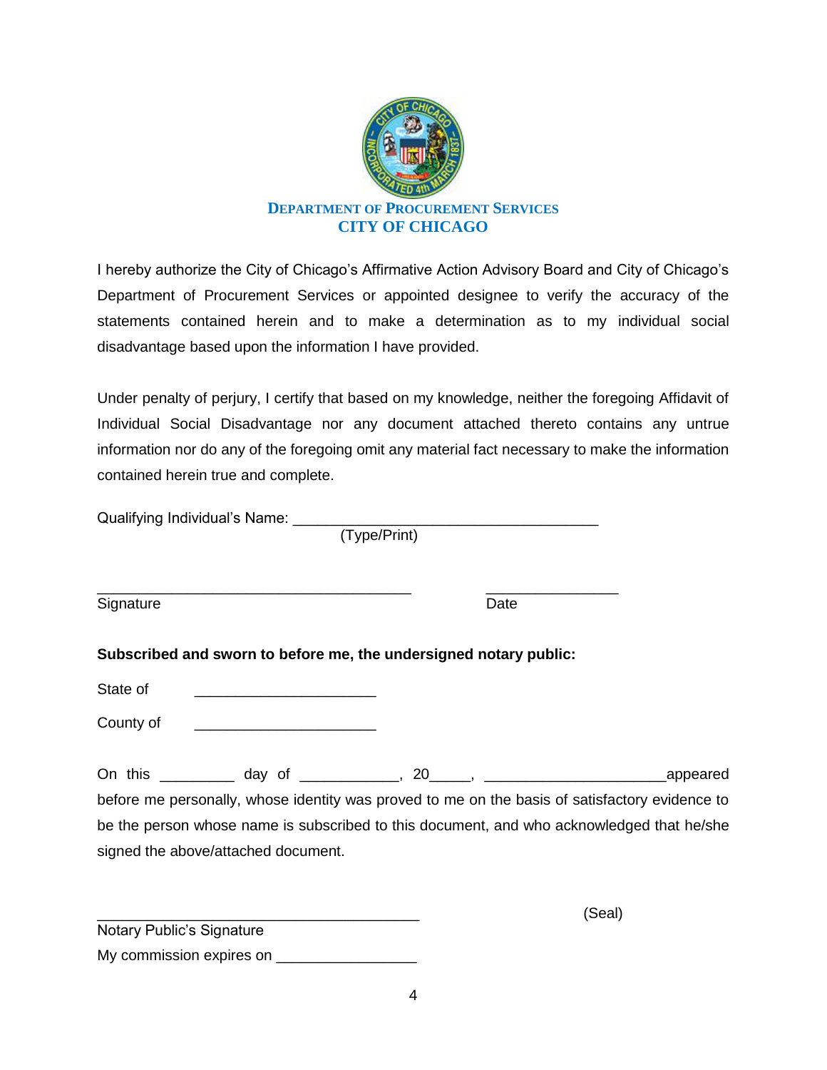**DEPARTMENT OF PROCUREMENT SERVICES**
**CITY OF CHICAGO**

I hereby authorize the City of Chicago's Affirmative Action Advisory Board and City of Chicago's Department of Procurement Services or appointed designee to verify the accuracy of the statements contained herein and to make a determination as to my individual social disadvantage based upon the information I have provided.

Under penalty of perjury, I certify that based on my knowledge, neither the foregoing Affidavit of Individual Social Disadvantage nor any document attached thereto contains any untrue information nor do any of the foregoing omit any material fact necessary to make the information contained herein true and complete.

Qualifying Individual's Name: _____________________________________
(Type/Print)

______________________________________ ________________
Signature Date

**Subscribed and sworn to before me, the undersigned notary public:**

State of ______________________

County of ______________________

On this _________ day of ____________, 20_____, ______________________appeared before me personally, whose identity was proved to me on the basis of satisfactory evidence to be the person whose name is subscribed to this document, and who acknowledged that he/she signed the above/attached document.

_______________________________________ (Seal)
Notary Public's Signature
My commission expires on _________________